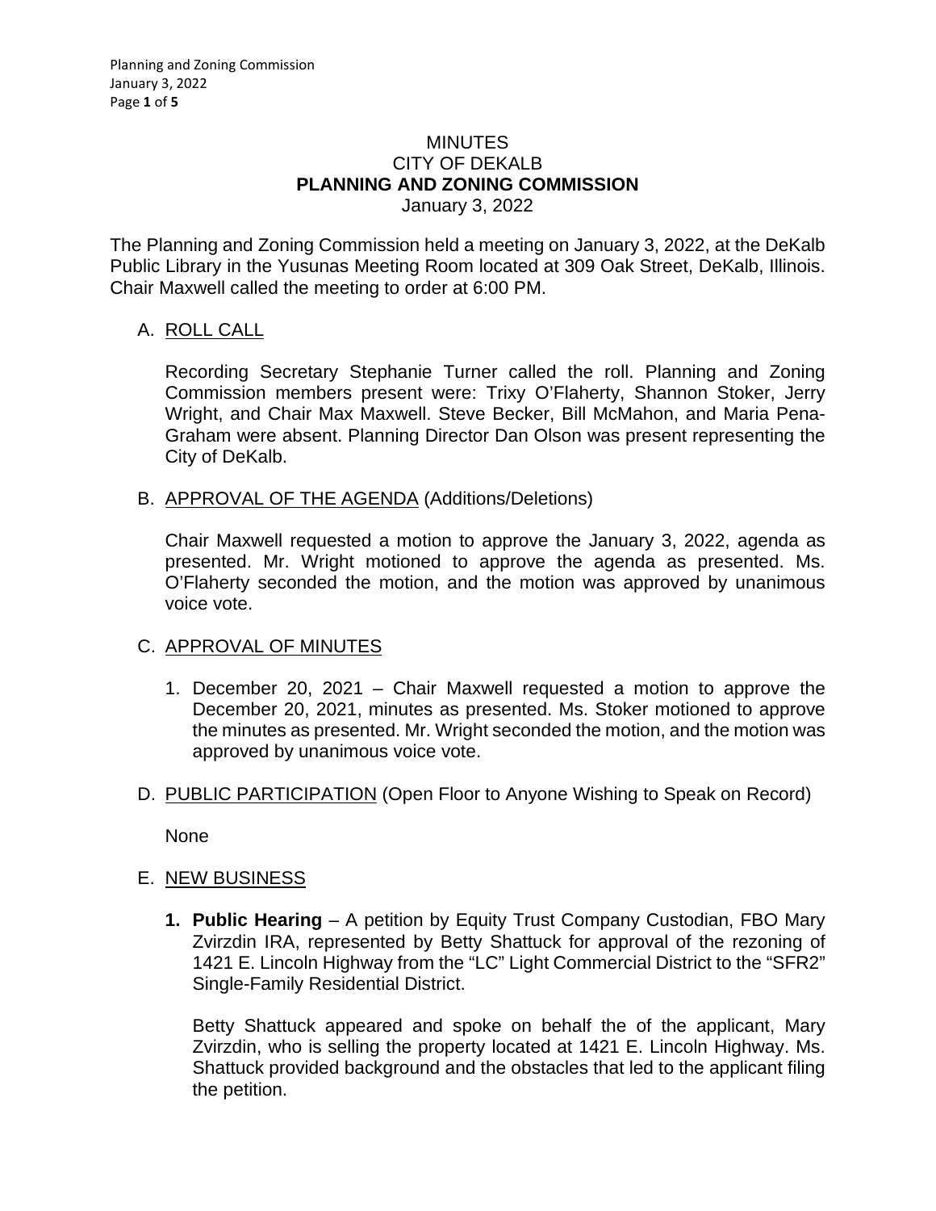# MINUTES
## CITY OF DEKALB
## PLANNING AND ZONING COMMISSION
January 3, 2022

The Planning and Zoning Commission held a meeting on January 3, 2022, at the DeKalb Public Library in the Yusunas Meeting Room located at 309 Oak Street, DeKalb, Illinois. Chair Maxwell called the meeting to order at 6:00 PM.

A. ROLL CALL

Recording Secretary Stephanie Turner called the roll. Planning and Zoning Commission members present were: Trixy O'Flaherty, Shannon Stoker, Jerry Wright, and Chair Max Maxwell. Steve Becker, Bill McMahon, and Maria Pena-Graham were absent. Planning Director Dan Olson was present representing the City of DeKalb.

B. APPROVAL OF THE AGENDA (Additions/Deletions)

Chair Maxwell requested a motion to approve the January 3, 2022, agenda as presented. Mr. Wright motioned to approve the agenda as presented. Ms. O'Flaherty seconded the motion, and the motion was approved by unanimous voice vote.

C. APPROVAL OF MINUTES

1. December 20, 2021 – Chair Maxwell requested a motion to approve the December 20, 2021, minutes as presented. Ms. Stoker motioned to approve the minutes as presented. Mr. Wright seconded the motion, and the motion was approved by unanimous voice vote.

D. PUBLIC PARTICIPATION (Open Floor to Anyone Wishing to Speak on Record)

None

E. NEW BUSINESS

1. **Public Hearing** – A petition by Equity Trust Company Custodian, FBO Mary Zvirzdin IRA, represented by Betty Shattuck for approval of the rezoning of 1421 E. Lincoln Highway from the "LC" Light Commercial District to the "SFR2" Single-Family Residential District.

   Betty Shattuck appeared and spoke on behalf the of the applicant, Mary Zvirzdin, who is selling the property located at 1421 E. Lincoln Highway. Ms. Shattuck provided background and the obstacles that led to the applicant filing the petition.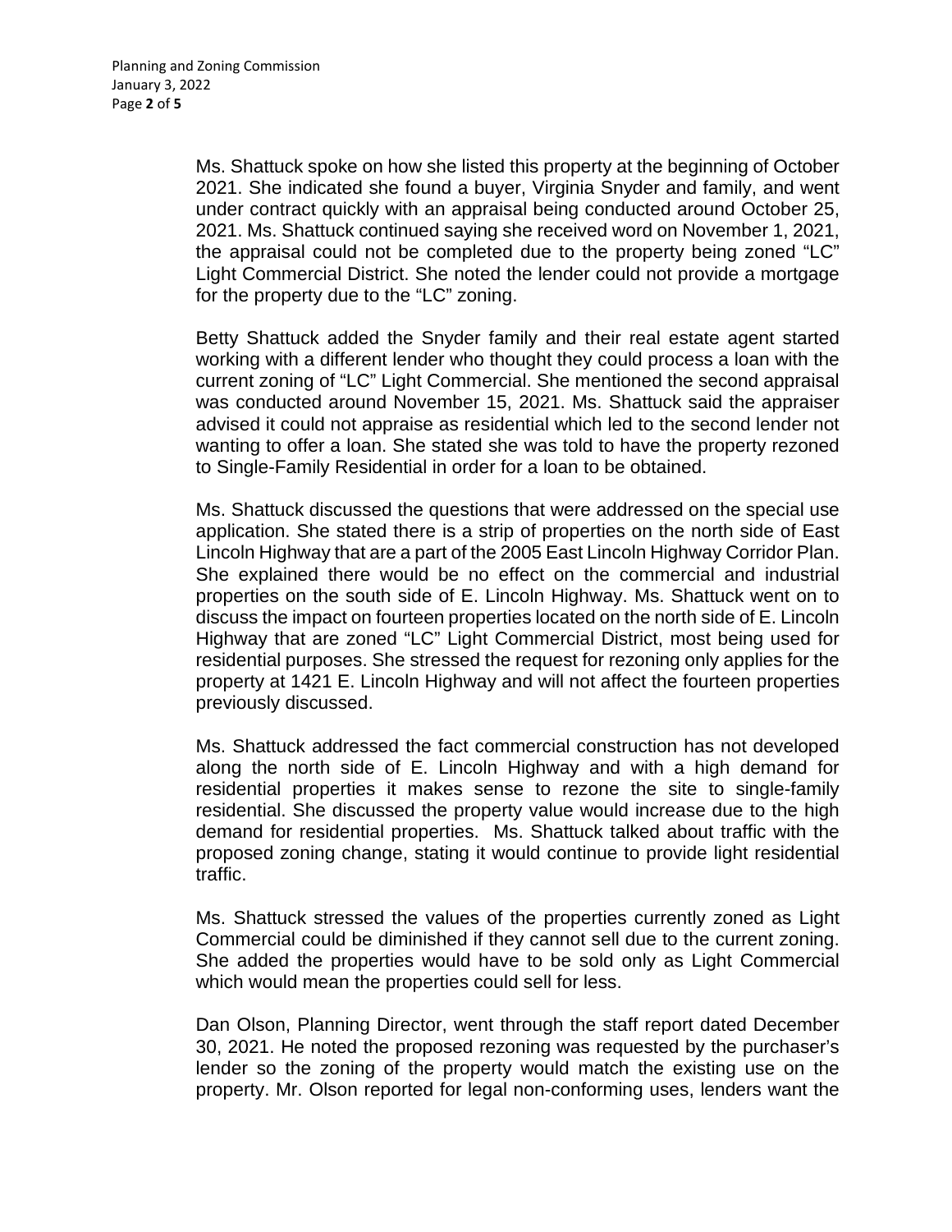Ms. Shattuck spoke on how she listed this property at the beginning of October 2021. She indicated she found a buyer, Virginia Snyder and family, and went under contract quickly with an appraisal being conducted around October 25, 2021. Ms. Shattuck continued saying she received word on November 1, 2021, the appraisal could not be completed due to the property being zoned "LC" Light Commercial District. She noted the lender could not provide a mortgage for the property due to the "LC" zoning.

Betty Shattuck added the Snyder family and their real estate agent started working with a different lender who thought they could process a loan with the current zoning of "LC" Light Commercial. She mentioned the second appraisal was conducted around November 15, 2021. Ms. Shattuck said the appraiser advised it could not appraise as residential which led to the second lender not wanting to offer a loan. She stated she was told to have the property rezoned to Single-Family Residential in order for a loan to be obtained.

Ms. Shattuck discussed the questions that were addressed on the special use application. She stated there is a strip of properties on the north side of East Lincoln Highway that are a part of the 2005 East Lincoln Highway Corridor Plan. She explained there would be no effect on the commercial and industrial properties on the south side of E. Lincoln Highway. Ms. Shattuck went on to discuss the impact on fourteen properties located on the north side of E. Lincoln Highway that are zoned "LC" Light Commercial District, most being used for residential purposes. She stressed the request for rezoning only applies for the property at 1421 E. Lincoln Highway and will not affect the fourteen properties previously discussed.

Ms. Shattuck addressed the fact commercial construction has not developed along the north side of E. Lincoln Highway and with a high demand for residential properties it makes sense to rezone the site to single-family residential. She discussed the property value would increase due to the high demand for residential properties. Ms. Shattuck talked about traffic with the proposed zoning change, stating it would continue to provide light residential traffic.

Ms. Shattuck stressed the values of the properties currently zoned as Light Commercial could be diminished if they cannot sell due to the current zoning. She added the properties would have to be sold only as Light Commercial which would mean the properties could sell for less.

Dan Olson, Planning Director, went through the staff report dated December 30, 2021. He noted the proposed rezoning was requested by the purchaser's lender so the zoning of the property would match the existing use on the property. Mr. Olson reported for legal non-conforming uses, lenders want the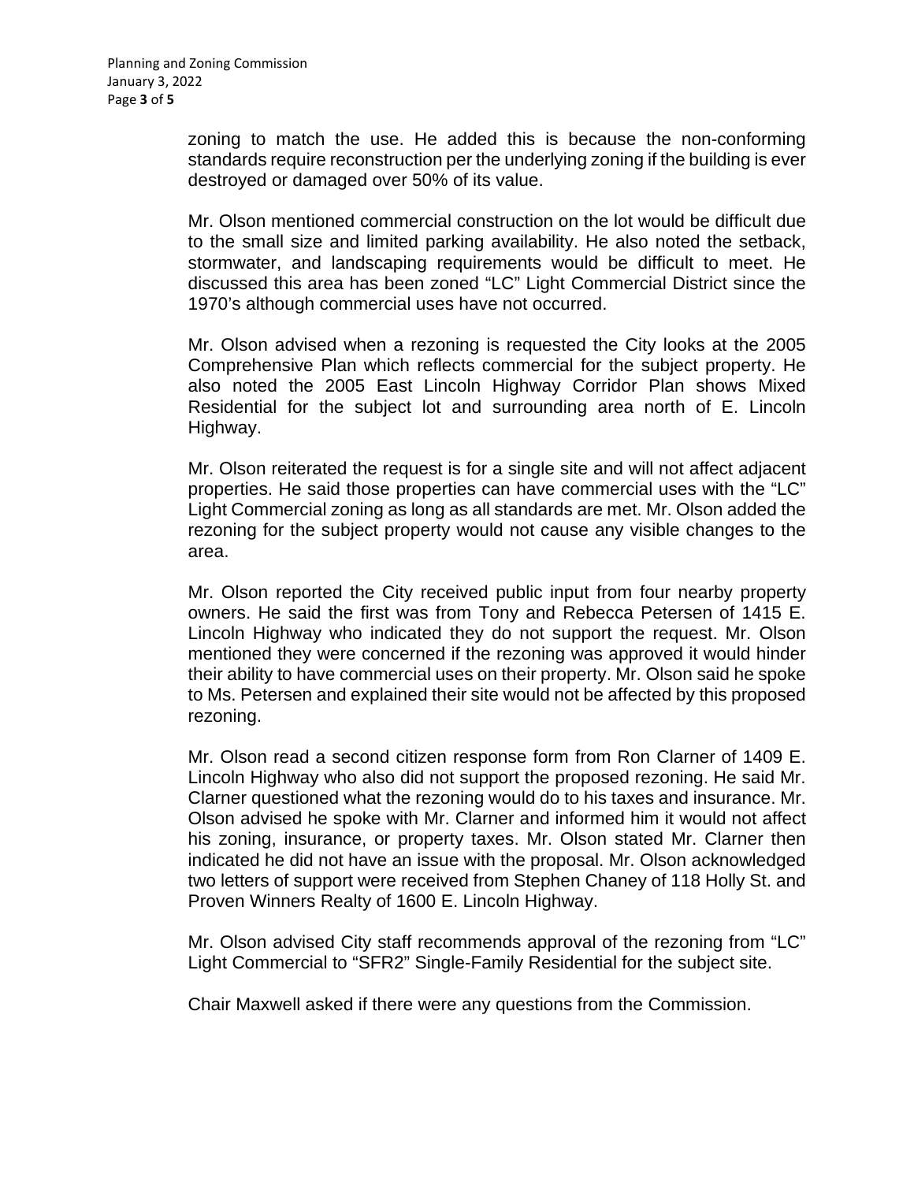zoning to match the use. He added this is because the non-conforming standards require reconstruction per the underlying zoning if the building is ever destroyed or damaged over 50% of its value.

Mr. Olson mentioned commercial construction on the lot would be difficult due to the small size and limited parking availability. He also noted the setback, stormwater, and landscaping requirements would be difficult to meet. He discussed this area has been zoned "LC" Light Commercial District since the 1970's although commercial uses have not occurred.

Mr. Olson advised when a rezoning is requested the City looks at the 2005 Comprehensive Plan which reflects commercial for the subject property. He also noted the 2005 East Lincoln Highway Corridor Plan shows Mixed Residential for the subject lot and surrounding area north of E. Lincoln Highway.

Mr. Olson reiterated the request is for a single site and will not affect adjacent properties. He said those properties can have commercial uses with the "LC" Light Commercial zoning as long as all standards are met. Mr. Olson added the rezoning for the subject property would not cause any visible changes to the area.

Mr. Olson reported the City received public input from four nearby property owners. He said the first was from Tony and Rebecca Petersen of 1415 E. Lincoln Highway who indicated they do not support the request. Mr. Olson mentioned they were concerned if the rezoning was approved it would hinder their ability to have commercial uses on their property. Mr. Olson said he spoke to Ms. Petersen and explained their site would not be affected by this proposed rezoning.

Mr. Olson read a second citizen response form from Ron Clarner of 1409 E. Lincoln Highway who also did not support the proposed rezoning. He said Mr. Clarner questioned what the rezoning would do to his taxes and insurance. Mr. Olson advised he spoke with Mr. Clarner and informed him it would not affect his zoning, insurance, or property taxes. Mr. Olson stated Mr. Clarner then indicated he did not have an issue with the proposal. Mr. Olson acknowledged two letters of support were received from Stephen Chaney of 118 Holly St. and Proven Winners Realty of 1600 E. Lincoln Highway.

Mr. Olson advised City staff recommends approval of the rezoning from "LC" Light Commercial to "SFR2" Single-Family Residential for the subject site.

Chair Maxwell asked if there were any questions from the Commission.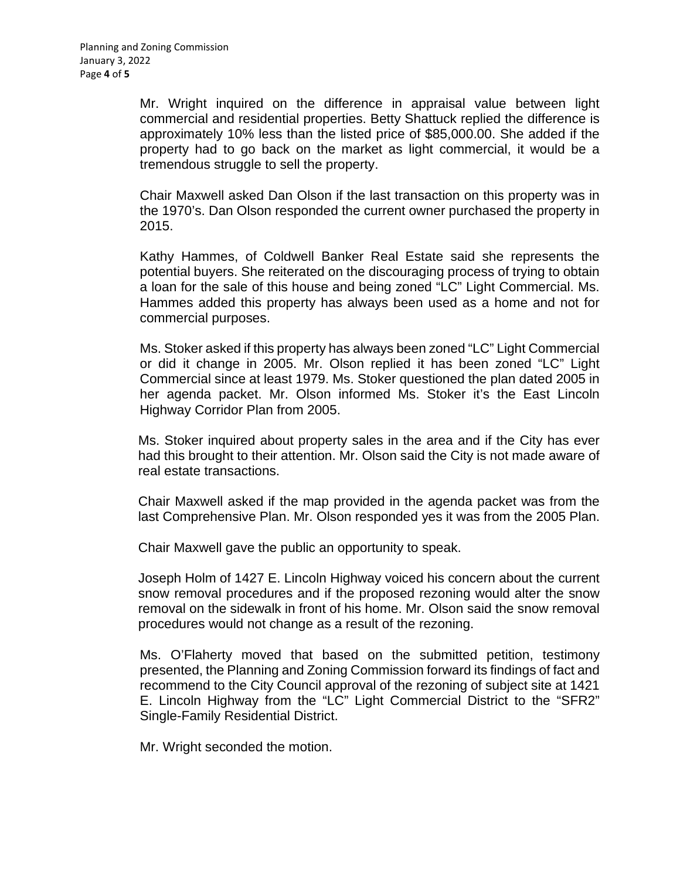Mr. Wright inquired on the difference in appraisal value between light commercial and residential properties. Betty Shattuck replied the difference is approximately 10% less than the listed price of $85,000.00. She added if the property had to go back on the market as light commercial, it would be a tremendous struggle to sell the property.

Chair Maxwell asked Dan Olson if the last transaction on this property was in the 1970's. Dan Olson responded the current owner purchased the property in 2015.

Kathy Hammes, of Coldwell Banker Real Estate said she represents the potential buyers. She reiterated on the discouraging process of trying to obtain a loan for the sale of this house and being zoned "LC" Light Commercial. Ms. Hammes added this property has always been used as a home and not for commercial purposes.

Ms. Stoker asked if this property has always been zoned "LC" Light Commercial or did it change in 2005. Mr. Olson replied it has been zoned "LC" Light Commercial since at least 1979. Ms. Stoker questioned the plan dated 2005 in her agenda packet. Mr. Olson informed Ms. Stoker it's the East Lincoln Highway Corridor Plan from 2005.

Ms. Stoker inquired about property sales in the area and if the City has ever had this brought to their attention. Mr. Olson said the City is not made aware of real estate transactions.

Chair Maxwell asked if the map provided in the agenda packet was from the last Comprehensive Plan. Mr. Olson responded yes it was from the 2005 Plan.

Chair Maxwell gave the public an opportunity to speak.

Joseph Holm of 1427 E. Lincoln Highway voiced his concern about the current snow removal procedures and if the proposed rezoning would alter the snow removal on the sidewalk in front of his home. Mr. Olson said the snow removal procedures would not change as a result of the rezoning.

Ms. O'Flaherty moved that based on the submitted petition, testimony presented, the Planning and Zoning Commission forward its findings of fact and recommend to the City Council approval of the rezoning of subject site at 1421 E. Lincoln Highway from the "LC" Light Commercial District to the "SFR2" Single-Family Residential District.

Mr. Wright seconded the motion.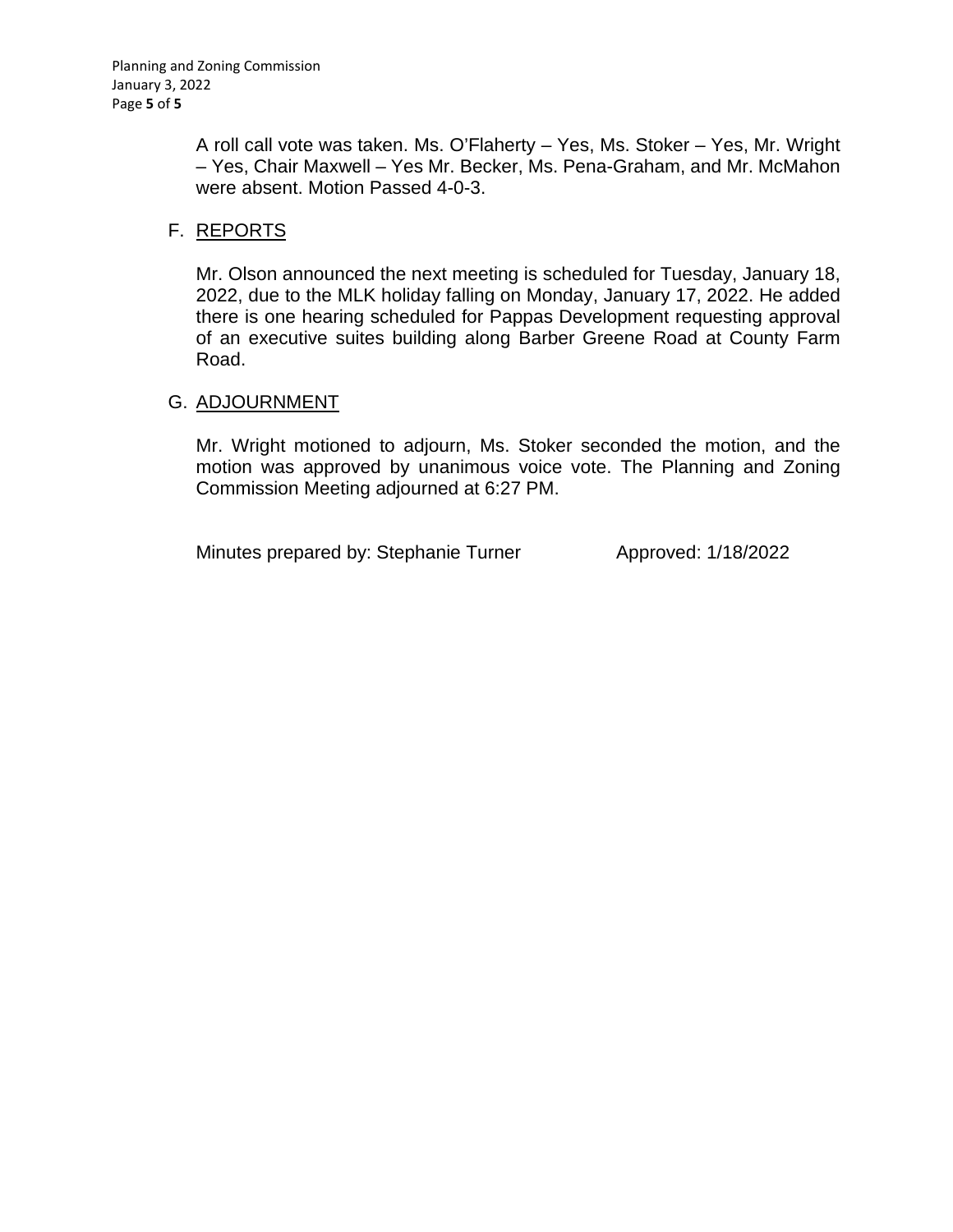A roll call vote was taken. Ms. O'Flaherty – Yes, Ms. Stoker – Yes, Mr. Wright – Yes, Chair Maxwell – Yes Mr. Becker, Ms. Pena-Graham, and Mr. McMahon were absent. Motion Passed 4-0-3.

## F. REPORTS

Mr. Olson announced the next meeting is scheduled for Tuesday, January 18, 2022, due to the MLK holiday falling on Monday, January 17, 2022. He added there is one hearing scheduled for Pappas Development requesting approval of an executive suites building along Barber Greene Road at County Farm Road.

## G. ADJOURNMENT

Mr. Wright motioned to adjourn, Ms. Stoker seconded the motion, and the motion was approved by unanimous voice vote. The Planning and Zoning Commission Meeting adjourned at 6:27 PM.

Minutes prepared by: Stephanie Turner Approved: 1/18/2022